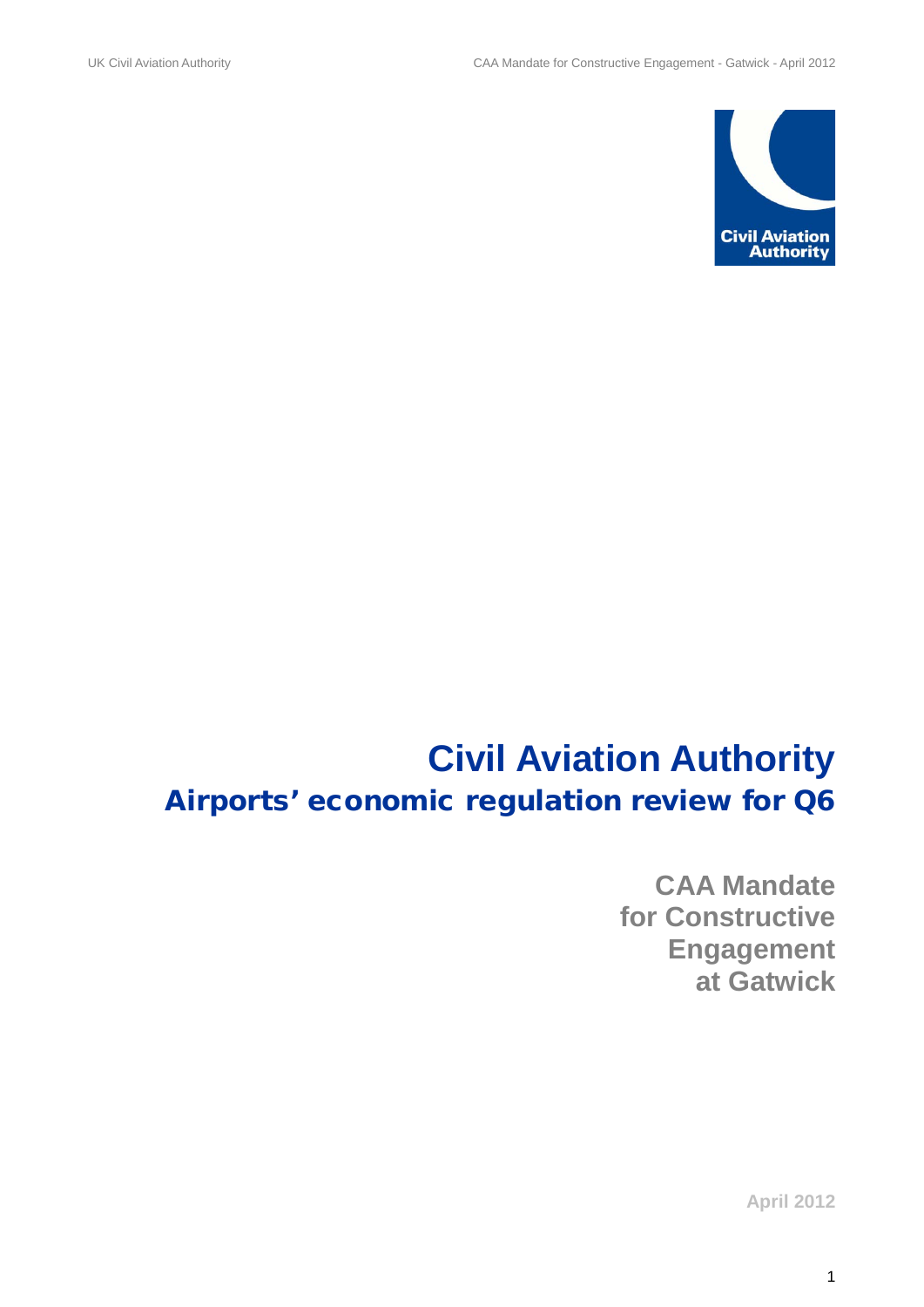# Civil Aviation Authority

## Airports' economic regulation review for Q6

**CAA Mandate for Constructive Engagement at Gatwick**

**April 2012**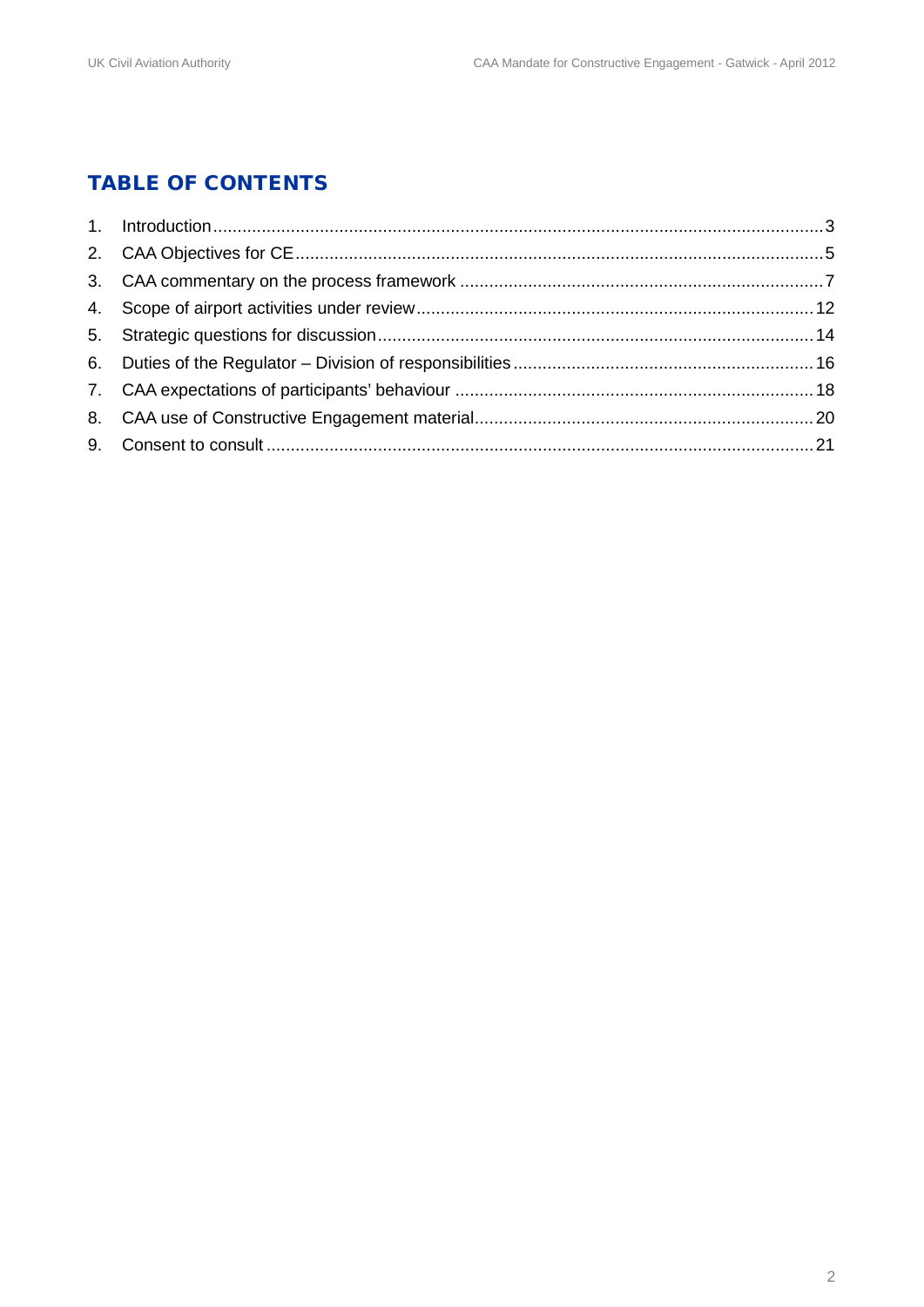## TABLE OF CONTENTS

1. Introduction .......... 3
2. CAA Objectives for CE .......... 5
3. CAA commentary on the process framework .......... 7
4. Scope of airport activities under review .......... 12
5. Strategic questions for discussion .......... 14
6. Duties of the Regulator – Division of responsibilities .......... 16
7. CAA expectations of participants' behaviour .......... 18
8. CAA use of Constructive Engagement material .......... 20
9. Consent to consult .......... 21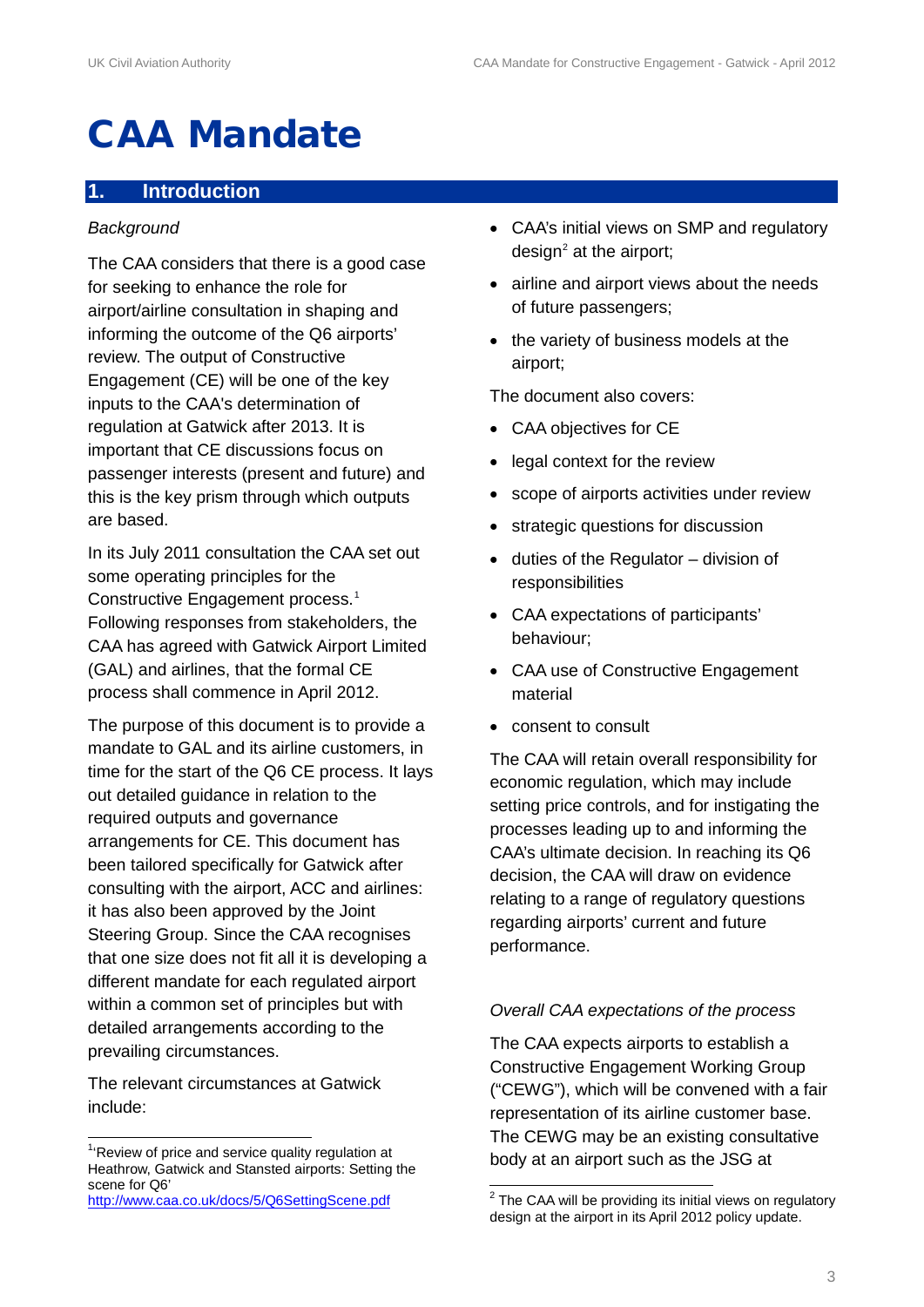# CAA Mandate

## 1. Introduction

*Background*

The CAA considers that there is a good case for seeking to enhance the role for airport/airline consultation in shaping and informing the outcome of the Q6 airports' review. The output of Constructive Engagement (CE) will be one of the key inputs to the CAA's determination of regulation at Gatwick after 2013. It is important that CE discussions focus on passenger interests (present and future) and this is the key prism through which outputs are based.

In its July 2011 consultation the CAA set out some operating principles for the Constructive Engagement process.[1] Following responses from stakeholders, the CAA has agreed with Gatwick Airport Limited (GAL) and airlines, that the formal CE process shall commence in April 2012.

The purpose of this document is to provide a mandate to GAL and its airline customers, in time for the start of the Q6 CE process. It lays out detailed guidance in relation to the required outputs and governance arrangements for CE. This document has been tailored specifically for Gatwick after consulting with the airport, ACC and airlines: it has also been approved by the Joint Steering Group. Since the CAA recognises that one size does not fit all it is developing a different mandate for each regulated airport within a common set of principles but with detailed arrangements according to the prevailing circumstances.

The relevant circumstances at Gatwick include:

- CAA's initial views on SMP and regulatory design[2] at the airport;
- airline and airport views about the needs of future passengers;
- the variety of business models at the airport;

The document also covers:

- CAA objectives for CE
- legal context for the review
- scope of airports activities under review
- strategic questions for discussion
- duties of the Regulator – division of responsibilities
- CAA expectations of participants' behaviour;
- CAA use of Constructive Engagement material
- consent to consult

The CAA will retain overall responsibility for economic regulation, which may include setting price controls, and for instigating the processes leading up to and informing the CAA's ultimate decision. In reaching its Q6 decision, the CAA will draw on evidence relating to a range of regulatory questions regarding airports' current and future performance.

*Overall CAA expectations of the process*

The CAA expects airports to establish a Constructive Engagement Working Group ("CEWG"), which will be convened with a fair representation of its airline customer base. The CEWG may be an existing consultative body at an airport such as the JSG at

---

[1] 'Review of price and service quality regulation at Heathrow, Gatwick and Stansted airports: Setting the scene for Q6' http://www.caa.co.uk/docs/5/Q6SettingScene.pdf

[2] The CAA will be providing its initial views on regulatory design at the airport in its April 2012 policy update.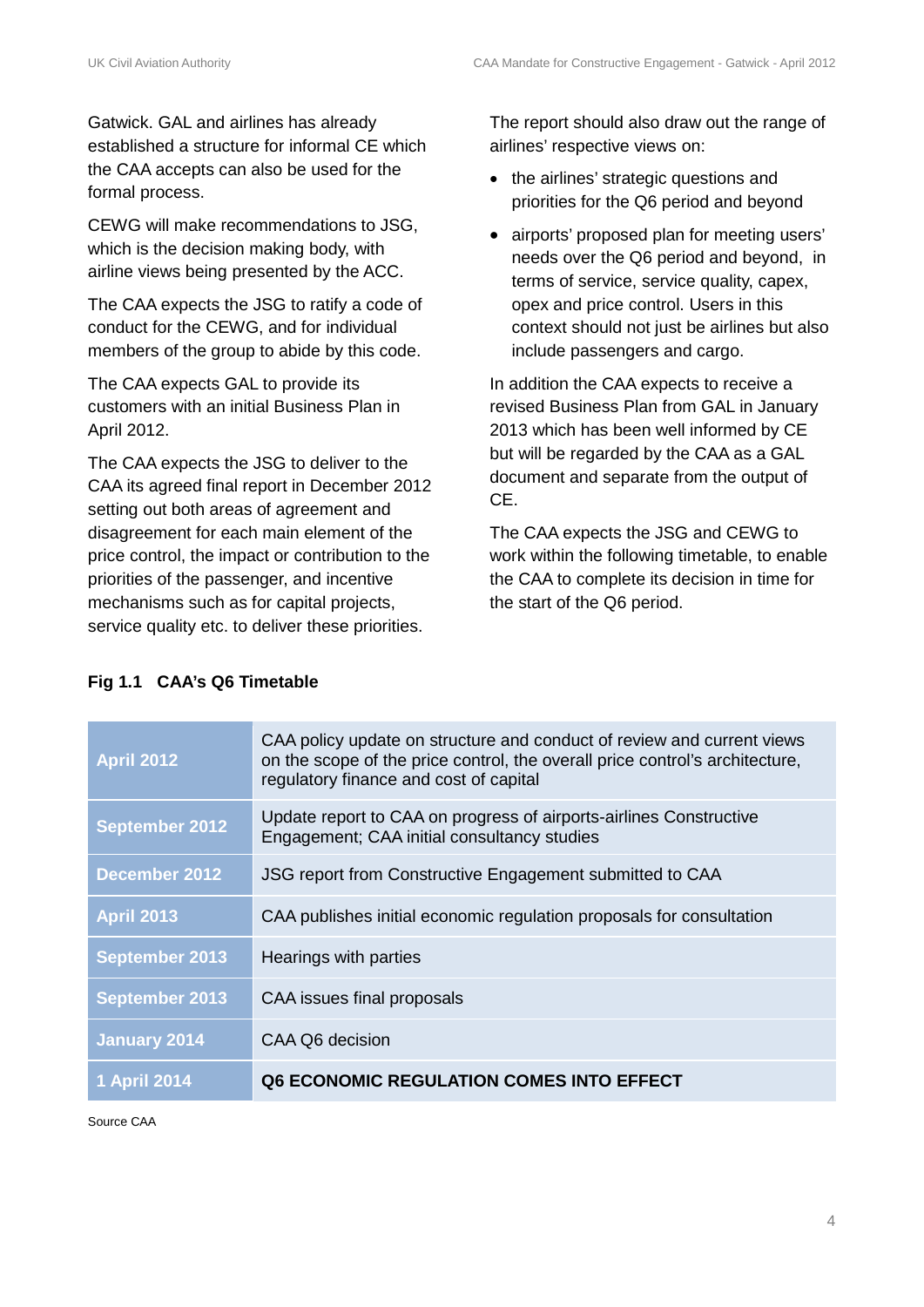Gatwick. GAL and airlines has already established a structure for informal CE which the CAA accepts can also be used for the formal process.

CEWG will make recommendations to JSG, which is the decision making body, with airline views being presented by the ACC.

The CAA expects the JSG to ratify a code of conduct for the CEWG, and for individual members of the group to abide by this code.

The CAA expects GAL to provide its customers with an initial Business Plan in April 2012.

The CAA expects the JSG to deliver to the CAA its agreed final report in December 2012 setting out both areas of agreement and disagreement for each main element of the price control, the impact or contribution to the priorities of the passenger, and incentive mechanisms such as for capital projects, service quality etc. to deliver these priorities.

The report should also draw out the range of airlines' respective views on:

- the airlines' strategic questions and priorities for the Q6 period and beyond
- airports' proposed plan for meeting users' needs over the Q6 period and beyond, in terms of service, service quality, capex, opex and price control. Users in this context should not just be airlines but also include passengers and cargo.

In addition the CAA expects to receive a revised Business Plan from GAL in January 2013 which has been well informed by CE but will be regarded by the CAA as a GAL document and separate from the output of CE.

The CAA expects the JSG and CEWG to work within the following timetable, to enable the CAA to complete its decision in time for the start of the Q6 period.

**Fig 1.1 CAA's Q6 Timetable**

| | |
|---|---|
| **April 2012** | CAA policy update on structure and conduct of review and current views on the scope of the price control, the overall price control's architecture, regulatory finance and cost of capital |
| **September 2012** | Update report to CAA on progress of airports-airlines Constructive Engagement; CAA initial consultancy studies |
| **December 2012** | JSG report from Constructive Engagement submitted to CAA |
| **April 2013** | CAA publishes initial economic regulation proposals for consultation |
| **September 2013** | Hearings with parties |
| **September 2013** | CAA issues final proposals |
| **January 2014** | CAA Q6 decision |
| **1 April 2014** | **Q6 ECONOMIC REGULATION COMES INTO EFFECT** |

Source CAA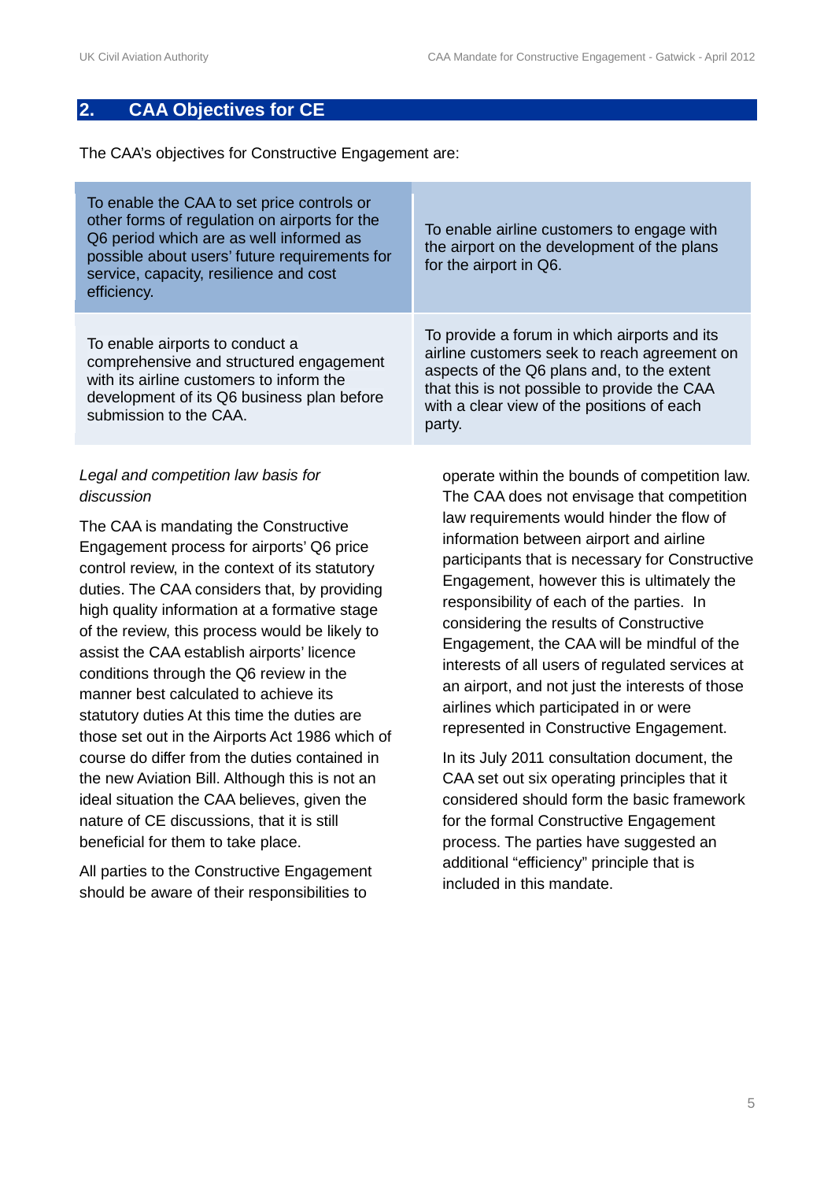## 2. CAA Objectives for CE

The CAA's objectives for Constructive Engagement are:

| | |
|---|---|
| To enable the CAA to set price controls or other forms of regulation on airports for the Q6 period which are as well informed as possible about users' future requirements for service, capacity, resilience and cost efficiency. | To enable airline customers to engage with the airport on the development of the plans for the airport in Q6. |
| To enable airports to conduct a comprehensive and structured engagement with its airline customers to inform the development of its Q6 business plan before submission to the CAA. | To provide a forum in which airports and its airline customers seek to reach agreement on aspects of the Q6 plans and, to the extent that this is not possible to provide the CAA with a clear view of the positions of each party. |

*Legal and competition law basis for discussion*

The CAA is mandating the Constructive Engagement process for airports' Q6 price control review, in the context of its statutory duties. The CAA considers that, by providing high quality information at a formative stage of the review, this process would be likely to assist the CAA establish airports' licence conditions through the Q6 review in the manner best calculated to achieve its statutory duties At this time the duties are those set out in the Airports Act 1986 which of course do differ from the duties contained in the new Aviation Bill. Although this is not an ideal situation the CAA believes, given the nature of CE discussions, that it is still beneficial for them to take place.

All parties to the Constructive Engagement should be aware of their responsibilities to operate within the bounds of competition law. The CAA does not envisage that competition law requirements would hinder the flow of information between airport and airline participants that is necessary for Constructive Engagement, however this is ultimately the responsibility of each of the parties. In considering the results of Constructive Engagement, the CAA will be mindful of the interests of all users of regulated services at an airport, and not just the interests of those airlines which participated in or were represented in Constructive Engagement.

In its July 2011 consultation document, the CAA set out six operating principles that it considered should form the basic framework for the formal Constructive Engagement process. The parties have suggested an additional "efficiency" principle that is included in this mandate.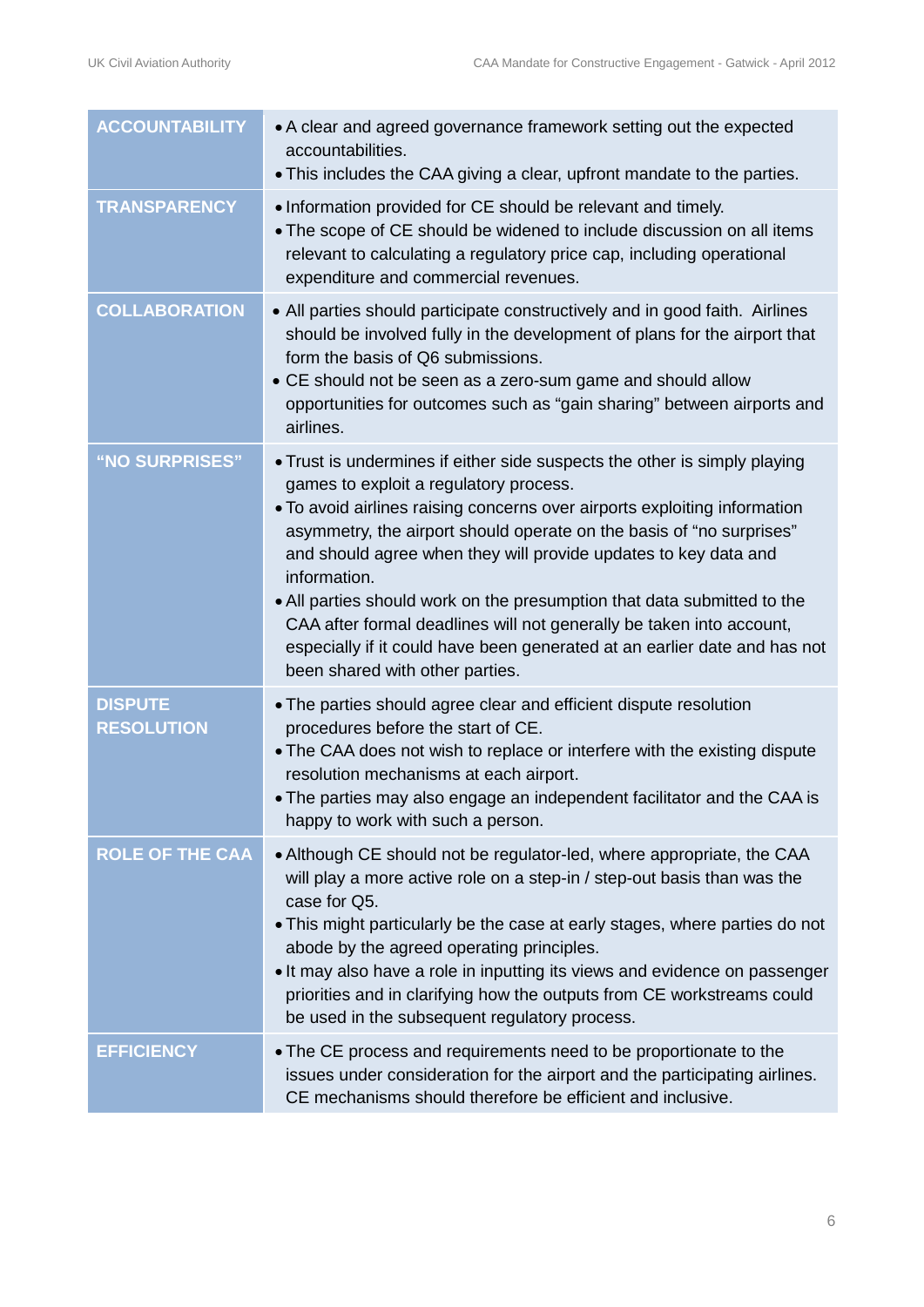| | |
|---|---|
| **ACCOUNTABILITY** | • A clear and agreed governance framework setting out the expected accountabilities.<br>• This includes the CAA giving a clear, upfront mandate to the parties. |
| **TRANSPARENCY** | • Information provided for CE should be relevant and timely.<br>• The scope of CE should be widened to include discussion on all items relevant to calculating a regulatory price cap, including operational expenditure and commercial revenues. |
| **COLLABORATION** | • All parties should participate constructively and in good faith. Airlines should be involved fully in the development of plans for the airport that form the basis of Q6 submissions.<br>• CE should not be seen as a zero-sum game and should allow opportunities for outcomes such as “gain sharing” between airports and airlines. |
| **“NO SURPRISES”** | • Trust is undermines if either side suspects the other is simply playing games to exploit a regulatory process.<br>• To avoid airlines raising concerns over airports exploiting information asymmetry, the airport should operate on the basis of “no surprises” and should agree when they will provide updates to key data and information.<br>• All parties should work on the presumption that data submitted to the CAA after formal deadlines will not generally be taken into account, especially if it could have been generated at an earlier date and has not been shared with other parties. |
| **DISPUTE RESOLUTION** | • The parties should agree clear and efficient dispute resolution procedures before the start of CE.<br>• The CAA does not wish to replace or interfere with the existing dispute resolution mechanisms at each airport.<br>• The parties may also engage an independent facilitator and the CAA is happy to work with such a person. |
| **ROLE OF THE CAA** | • Although CE should not be regulator-led, where appropriate, the CAA will play a more active role on a step-in / step-out basis than was the case for Q5.<br>• This might particularly be the case at early stages, where parties do not abode by the agreed operating principles.<br>• It may also have a role in inputting its views and evidence on passenger priorities and in clarifying how the outputs from CE workstreams could be used in the subsequent regulatory process. |
| **EFFICIENCY** | • The CE process and requirements need to be proportionate to the issues under consideration for the airport and the participating airlines. CE mechanisms should therefore be efficient and inclusive. |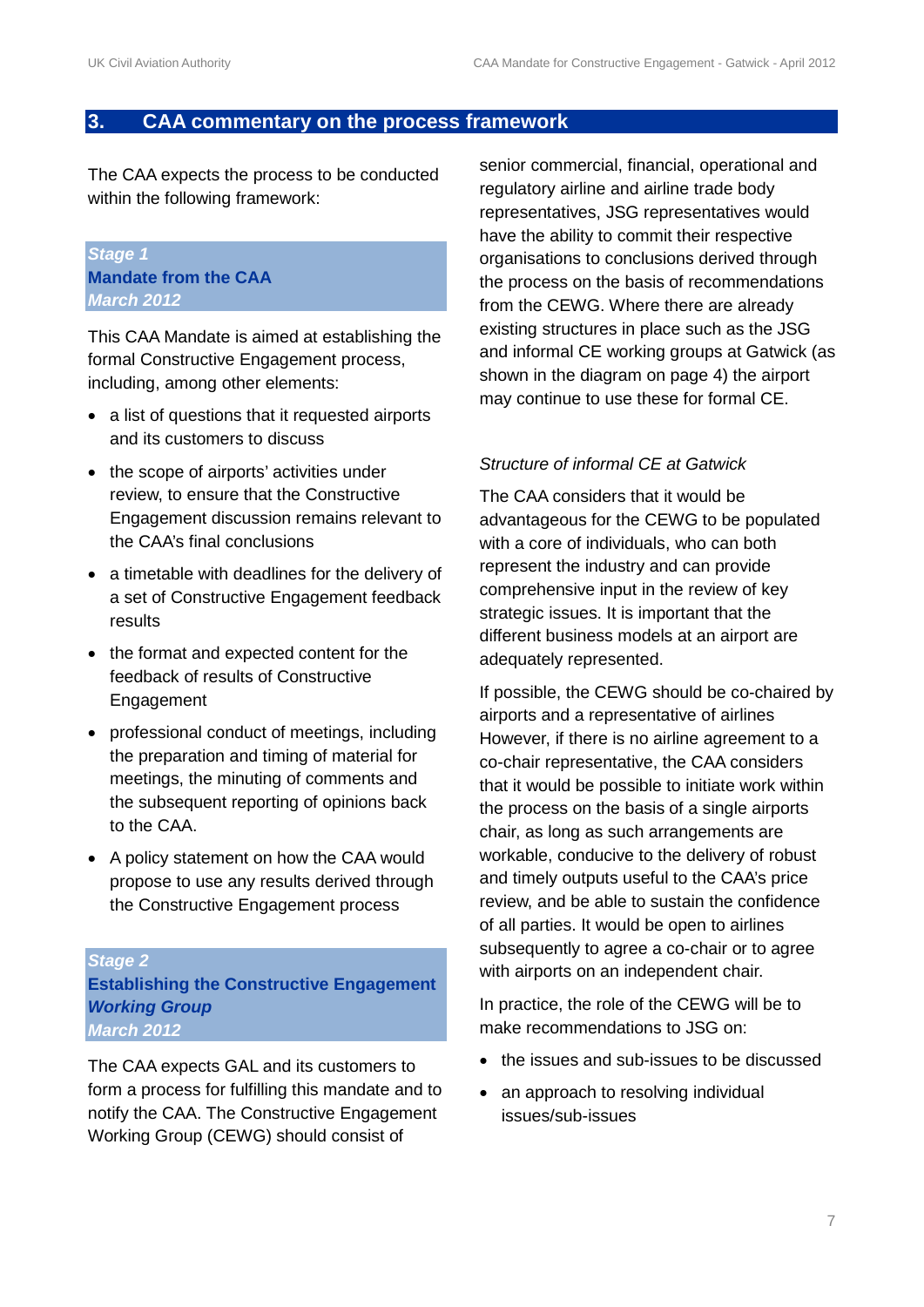## 3. CAA commentary on the process framework

The CAA expects the process to be conducted within the following framework:

### *Stage 1*
### Mandate from the CAA
### *March 2012*

This CAA Mandate is aimed at establishing the formal Constructive Engagement process, including, among other elements:

- a list of questions that it requested airports and its customers to discuss
- the scope of airports' activities under review, to ensure that the Constructive Engagement discussion remains relevant to the CAA's final conclusions
- a timetable with deadlines for the delivery of a set of Constructive Engagement feedback results
- the format and expected content for the feedback of results of Constructive Engagement
- professional conduct of meetings, including the preparation and timing of material for meetings, the minuting of comments and the subsequent reporting of opinions back to the CAA.
- A policy statement on how the CAA would propose to use any results derived through the Constructive Engagement process

### *Stage 2*
### Establishing the Constructive Engagement *Working Group*
### *March 2012*

The CAA expects GAL and its customers to form a process for fulfilling this mandate and to notify the CAA. The Constructive Engagement Working Group (CEWG) should consist of senior commercial, financial, operational and regulatory airline and airline trade body representatives, JSG representatives would have the ability to commit their respective organisations to conclusions derived through the process on the basis of recommendations from the CEWG. Where there are already existing structures in place such as the JSG and informal CE working groups at Gatwick (as shown in the diagram on page 4) the airport may continue to use these for formal CE.

*Structure of informal CE at Gatwick*

The CAA considers that it would be advantageous for the CEWG to be populated with a core of individuals, who can both represent the industry and can provide comprehensive input in the review of key strategic issues. It is important that the different business models at an airport are adequately represented.

If possible, the CEWG should be co-chaired by airports and a representative of airlines However, if there is no airline agreement to a co-chair representative, the CAA considers that it would be possible to initiate work within the process on the basis of a single airports chair, as long as such arrangements are workable, conducive to the delivery of robust and timely outputs useful to the CAA's price review, and be able to sustain the confidence of all parties. It would be open to airlines subsequently to agree a co-chair or to agree with airports on an independent chair.

In practice, the role of the CEWG will be to make recommendations to JSG on:

- the issues and sub-issues to be discussed
- an approach to resolving individual issues/sub-issues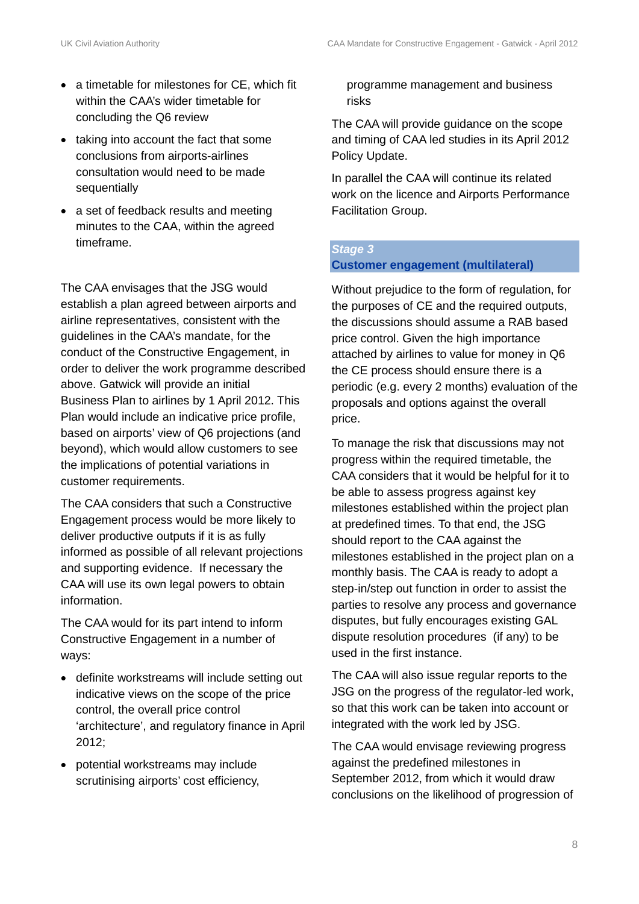- a timetable for milestones for CE, which fit within the CAA's wider timetable for concluding the Q6 review
- taking into account the fact that some conclusions from airports-airlines consultation would need to be made sequentially
- a set of feedback results and meeting minutes to the CAA, within the agreed timeframe.

The CAA envisages that the JSG would establish a plan agreed between airports and airline representatives, consistent with the guidelines in the CAA's mandate, for the conduct of the Constructive Engagement, in order to deliver the work programme described above. Gatwick will provide an initial Business Plan to airlines by 1 April 2012. This Plan would include an indicative price profile, based on airports' view of Q6 projections (and beyond), which would allow customers to see the implications of potential variations in customer requirements.

The CAA considers that such a Constructive Engagement process would be more likely to deliver productive outputs if it is as fully informed as possible of all relevant projections and supporting evidence. If necessary the CAA will use its own legal powers to obtain information.

The CAA would for its part intend to inform Constructive Engagement in a number of ways:

- definite workstreams will include setting out indicative views on the scope of the price control, the overall price control 'architecture', and regulatory finance in April 2012;
- potential workstreams may include scrutinising airports' cost efficiency, programme management and business risks

The CAA will provide guidance on the scope and timing of CAA led studies in its April 2012 Policy Update.

In parallel the CAA will continue its related work on the licence and Airports Performance Facilitation Group.

### *Stage 3*
### Customer engagement (multilateral)

Without prejudice to the form of regulation, for the purposes of CE and the required outputs, the discussions should assume a RAB based price control. Given the high importance attached by airlines to value for money in Q6 the CE process should ensure there is a periodic (e.g. every 2 months) evaluation of the proposals and options against the overall price.

To manage the risk that discussions may not progress within the required timetable, the CAA considers that it would be helpful for it to be able to assess progress against key milestones established within the project plan at predefined times. To that end, the JSG should report to the CAA against the milestones established in the project plan on a monthly basis. The CAA is ready to adopt a step-in/step out function in order to assist the parties to resolve any process and governance disputes, but fully encourages existing GAL dispute resolution procedures (if any) to be used in the first instance.

The CAA will also issue regular reports to the JSG on the progress of the regulator-led work, so that this work can be taken into account or integrated with the work led by JSG.

The CAA would envisage reviewing progress against the predefined milestones in September 2012, from which it would draw conclusions on the likelihood of progression of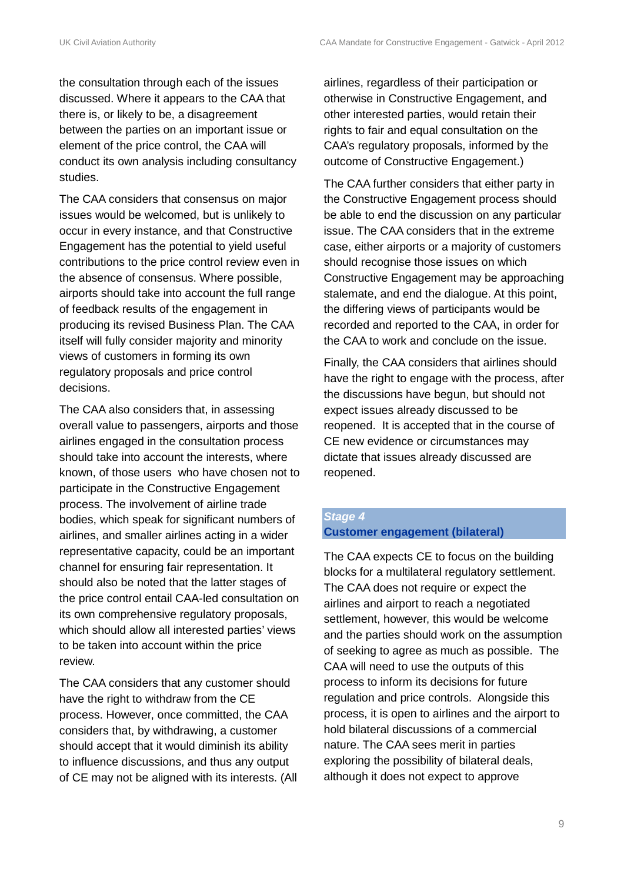the consultation through each of the issues discussed. Where it appears to the CAA that there is, or likely to be, a disagreement between the parties on an important issue or element of the price control, the CAA will conduct its own analysis including consultancy studies.

The CAA considers that consensus on major issues would be welcomed, but is unlikely to occur in every instance, and that Constructive Engagement has the potential to yield useful contributions to the price control review even in the absence of consensus. Where possible, airports should take into account the full range of feedback results of the engagement in producing its revised Business Plan. The CAA itself will fully consider majority and minority views of customers in forming its own regulatory proposals and price control decisions.

The CAA also considers that, in assessing overall value to passengers, airports and those airlines engaged in the consultation process should take into account the interests, where known, of those users who have chosen not to participate in the Constructive Engagement process. The involvement of airline trade bodies, which speak for significant numbers of airlines, and smaller airlines acting in a wider representative capacity, could be an important channel for ensuring fair representation. It should also be noted that the latter stages of the price control entail CAA-led consultation on its own comprehensive regulatory proposals, which should allow all interested parties' views to be taken into account within the price review.

The CAA considers that any customer should have the right to withdraw from the CE process. However, once committed, the CAA considers that, by withdrawing, a customer should accept that it would diminish its ability to influence discussions, and thus any output of CE may not be aligned with its interests. (All airlines, regardless of their participation or otherwise in Constructive Engagement, and other interested parties, would retain their rights to fair and equal consultation on the CAA's regulatory proposals, informed by the outcome of Constructive Engagement.)

The CAA further considers that either party in the Constructive Engagement process should be able to end the discussion on any particular issue. The CAA considers that in the extreme case, either airports or a majority of customers should recognise those issues on which Constructive Engagement may be approaching stalemate, and end the dialogue. At this point, the differing views of participants would be recorded and reported to the CAA, in order for the CAA to work and conclude on the issue.

Finally, the CAA considers that airlines should have the right to engage with the process, after the discussions have begun, but should not expect issues already discussed to be reopened. It is accepted that in the course of CE new evidence or circumstances may dictate that issues already discussed are reopened.

### *Stage 4*
### **Customer engagement (bilateral)**

The CAA expects CE to focus on the building blocks for a multilateral regulatory settlement. The CAA does not require or expect the airlines and airport to reach a negotiated settlement, however, this would be welcome and the parties should work on the assumption of seeking to agree as much as possible. The CAA will need to use the outputs of this process to inform its decisions for future regulation and price controls. Alongside this process, it is open to airlines and the airport to hold bilateral discussions of a commercial nature. The CAA sees merit in parties exploring the possibility of bilateral deals, although it does not expect to approve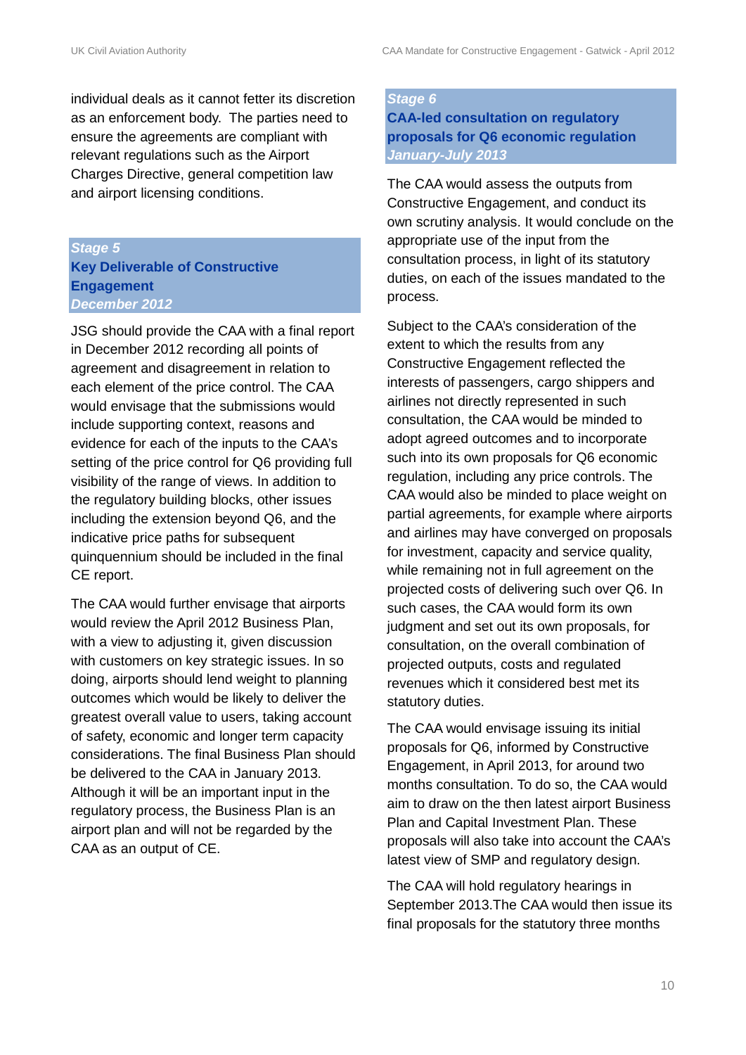individual deals as it cannot fetter its discretion as an enforcement body. The parties need to ensure the agreements are compliant with relevant regulations such as the Airport Charges Directive, general competition law and airport licensing conditions.

### *Stage 5*
### Key Deliverable of Constructive Engagement
*December 2012*

JSG should provide the CAA with a final report in December 2012 recording all points of agreement and disagreement in relation to each element of the price control. The CAA would envisage that the submissions would include supporting context, reasons and evidence for each of the inputs to the CAA's setting of the price control for Q6 providing full visibility of the range of views. In addition to the regulatory building blocks, other issues including the extension beyond Q6, and the indicative price paths for subsequent quinquennium should be included in the final CE report.

The CAA would further envisage that airports would review the April 2012 Business Plan, with a view to adjusting it, given discussion with customers on key strategic issues. In so doing, airports should lend weight to planning outcomes which would be likely to deliver the greatest overall value to users, taking account of safety, economic and longer term capacity considerations. The final Business Plan should be delivered to the CAA in January 2013. Although it will be an important input in the regulatory process, the Business Plan is an airport plan and will not be regarded by the CAA as an output of CE.

### *Stage 6*
### CAA-led consultation on regulatory proposals for Q6 economic regulation
*January-July 2013*

The CAA would assess the outputs from Constructive Engagement, and conduct its own scrutiny analysis. It would conclude on the appropriate use of the input from the consultation process, in light of its statutory duties, on each of the issues mandated to the process.

Subject to the CAA's consideration of the extent to which the results from any Constructive Engagement reflected the interests of passengers, cargo shippers and airlines not directly represented in such consultation, the CAA would be minded to adopt agreed outcomes and to incorporate such into its own proposals for Q6 economic regulation, including any price controls. The CAA would also be minded to place weight on partial agreements, for example where airports and airlines may have converged on proposals for investment, capacity and service quality, while remaining not in full agreement on the projected costs of delivering such over Q6. In such cases, the CAA would form its own judgment and set out its own proposals, for consultation, on the overall combination of projected outputs, costs and regulated revenues which it considered best met its statutory duties.

The CAA would envisage issuing its initial proposals for Q6, informed by Constructive Engagement, in April 2013, for around two months consultation. To do so, the CAA would aim to draw on the then latest airport Business Plan and Capital Investment Plan. These proposals will also take into account the CAA's latest view of SMP and regulatory design.

The CAA will hold regulatory hearings in September 2013.The CAA would then issue its final proposals for the statutory three months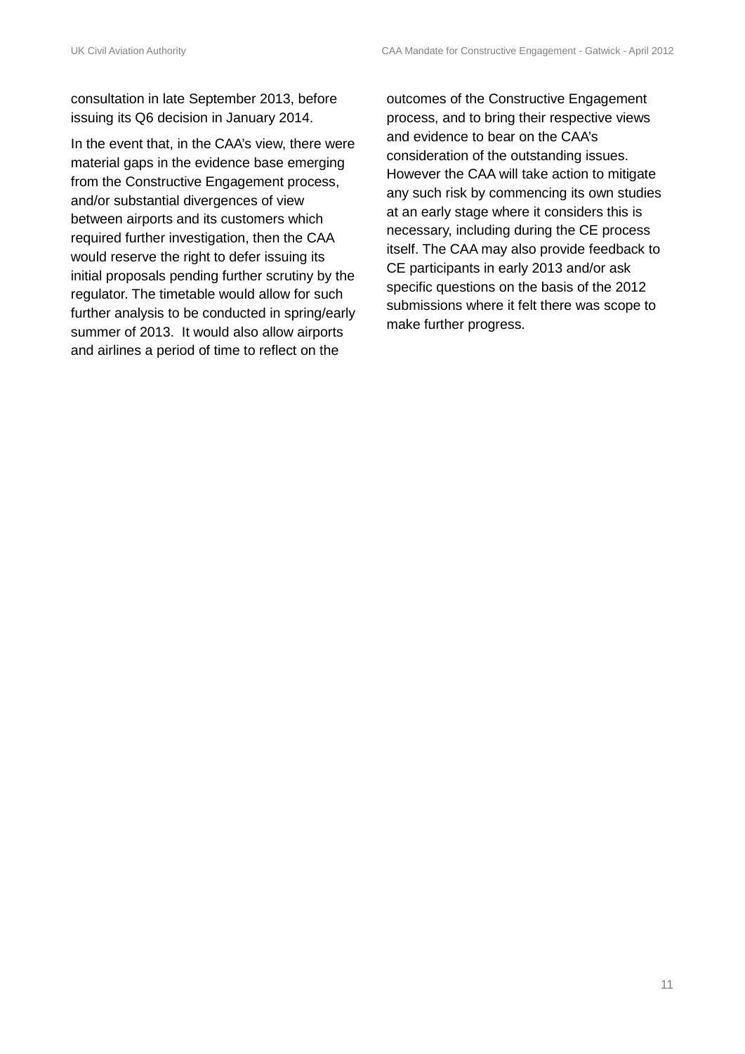consultation in late September 2013, before issuing its Q6 decision in January 2014.

In the event that, in the CAA's view, there were material gaps in the evidence base emerging from the Constructive Engagement process, and/or substantial divergences of view between airports and its customers which required further investigation, then the CAA would reserve the right to defer issuing its initial proposals pending further scrutiny by the regulator. The timetable would allow for such further analysis to be conducted in spring/early summer of 2013. It would also allow airports and airlines a period of time to reflect on the outcomes of the Constructive Engagement process, and to bring their respective views and evidence to bear on the CAA's consideration of the outstanding issues. However the CAA will take action to mitigate any such risk by commencing its own studies at an early stage where it considers this is necessary, including during the CE process itself. The CAA may also provide feedback to CE participants in early 2013 and/or ask specific questions on the basis of the 2012 submissions where it felt there was scope to make further progress.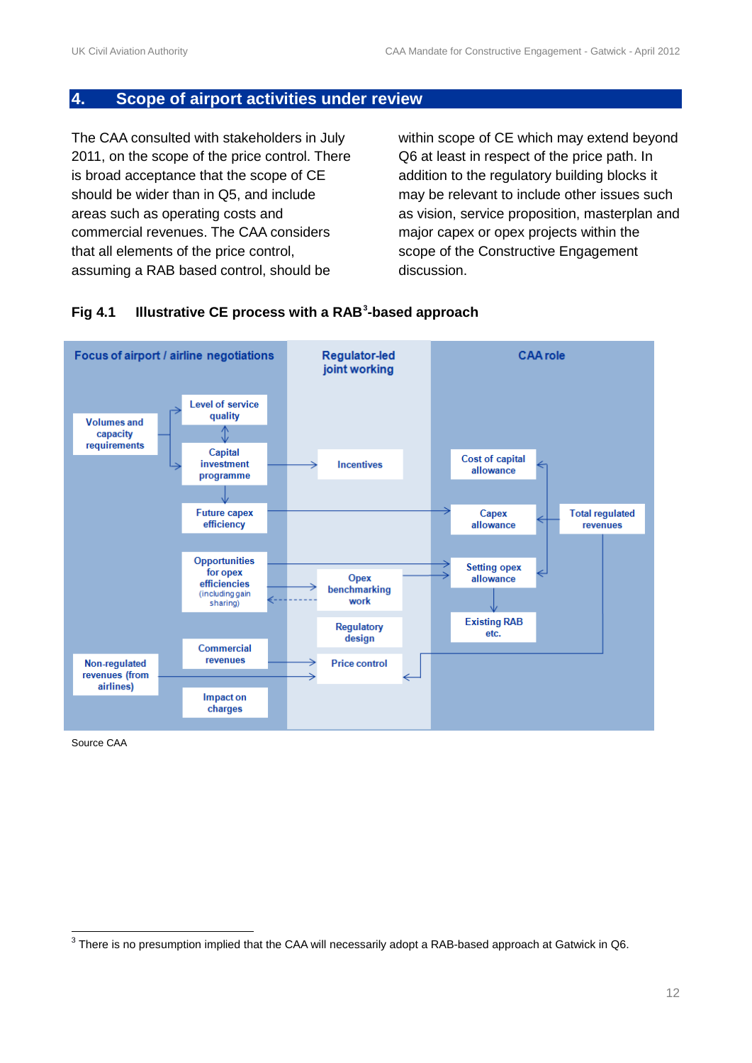# 4. Scope of airport activities under review

The CAA consulted with stakeholders in July 2011, on the scope of the price control. There is broad acceptance that the scope of CE should be wider than in Q5, and include areas such as operating costs and commercial revenues. The CAA considers that all elements of the price control, assuming a RAB based control, should be within scope of CE which may extend beyond Q6 at least in respect of the price path. In addition to the regulatory building blocks it may be relevant to include other issues such as vision, service proposition, masterplan and major capex or opex projects within the scope of the Constructive Engagement discussion.

**Fig 4.1 Illustrative CE process with a RAB[3]-based approach**

| Focus of airport / airline negotiations | | Regulator-led joint working | CAA role | |
|---|---|---|---|---|
| Volumes and capacity requirements | Level of service quality | | | |
| | Capital investment programme | Incentives | Cost of capital allowance | |
| | Future capex efficiency | | Capex allowance | Total regulated revenues |
| | Opportunities for opex efficiencies (including gain sharing) | Opex benchmarking work | Setting opex allowance | |
| | | Regulatory design | Existing RAB etc. | |
| Non-regulated revenues (from airlines) | Commercial revenues | Price control | | |
| | Impact on charges | | | |

Source CAA

[3] There is no presumption implied that the CAA will necessarily adopt a RAB-based approach at Gatwick in Q6.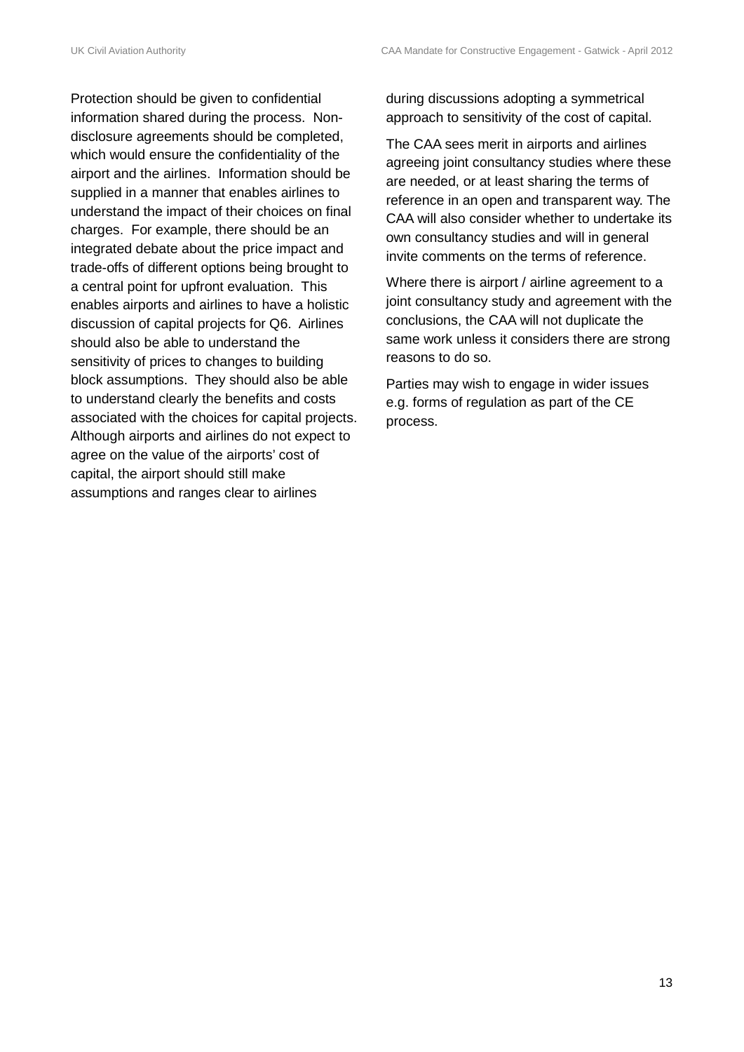Protection should be given to confidential information shared during the process. Non-disclosure agreements should be completed, which would ensure the confidentiality of the airport and the airlines. Information should be supplied in a manner that enables airlines to understand the impact of their choices on final charges. For example, there should be an integrated debate about the price impact and trade-offs of different options being brought to a central point for upfront evaluation. This enables airports and airlines to have a holistic discussion of capital projects for Q6. Airlines should also be able to understand the sensitivity of prices to changes to building block assumptions. They should also be able to understand clearly the benefits and costs associated with the choices for capital projects. Although airports and airlines do not expect to agree on the value of the airports' cost of capital, the airport should still make assumptions and ranges clear to airlines during discussions adopting a symmetrical approach to sensitivity of the cost of capital.

The CAA sees merit in airports and airlines agreeing joint consultancy studies where these are needed, or at least sharing the terms of reference in an open and transparent way. The CAA will also consider whether to undertake its own consultancy studies and will in general invite comments on the terms of reference.

Where there is airport / airline agreement to a joint consultancy study and agreement with the conclusions, the CAA will not duplicate the same work unless it considers there are strong reasons to do so.

Parties may wish to engage in wider issues e.g. forms of regulation as part of the CE process.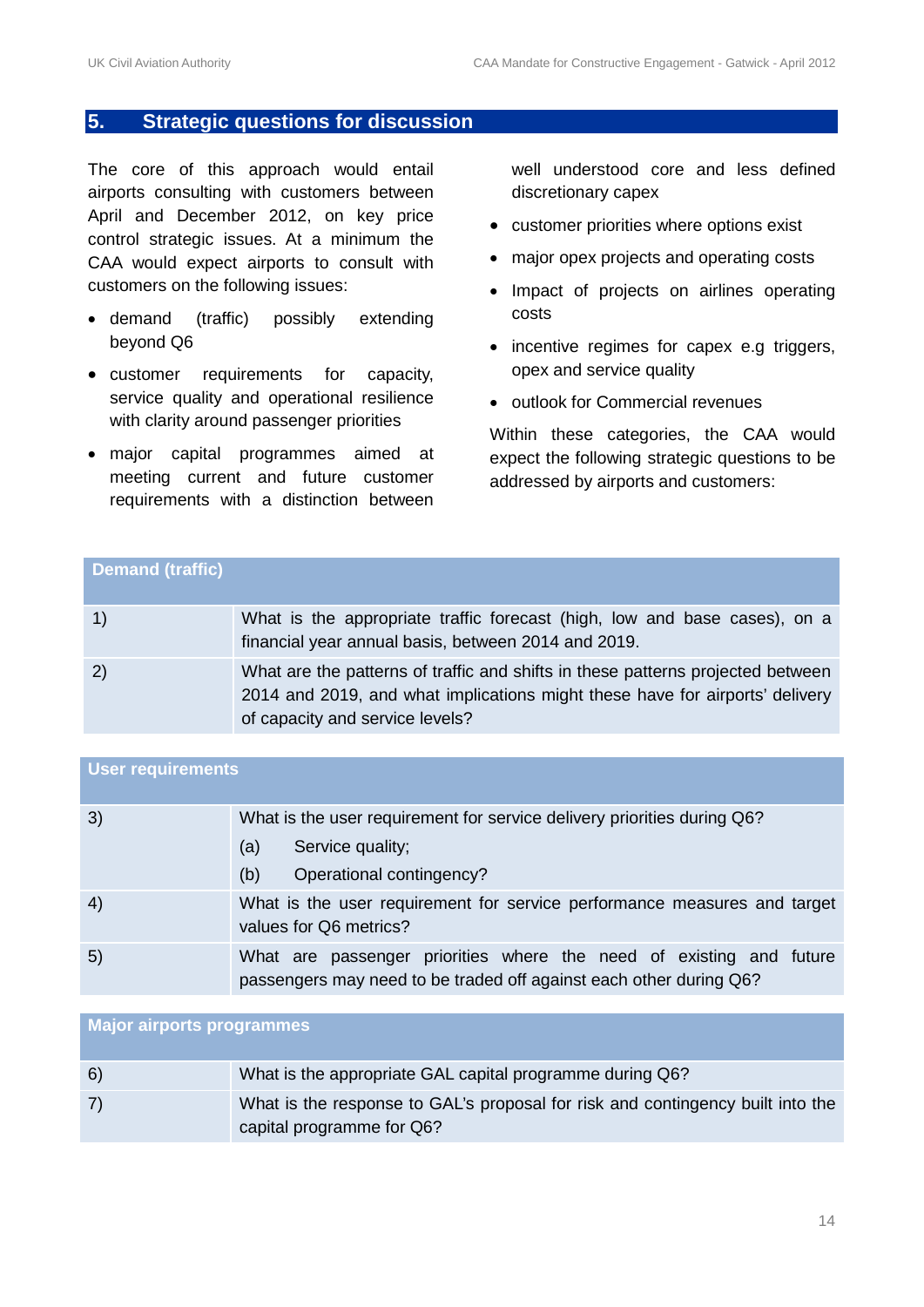## 5. Strategic questions for discussion

The core of this approach would entail airports consulting with customers between April and December 2012, on key price control strategic issues. At a minimum the CAA would expect airports to consult with customers on the following issues:

- demand (traffic) possibly extending beyond Q6
- customer requirements for capacity, service quality and operational resilience with clarity around passenger priorities
- major capital programmes aimed at meeting current and future customer requirements with a distinction between well understood core and less defined discretionary capex
- customer priorities where options exist
- major opex projects and operating costs
- Impact of projects on airlines operating costs
- incentive regimes for capex e.g triggers, opex and service quality
- outlook for Commercial revenues

Within these categories, the CAA would expect the following strategic questions to be addressed by airports and customers:

| Demand (traffic) | |
|---|---|
| 1) | What is the appropriate traffic forecast (high, low and base cases), on a financial year annual basis, between 2014 and 2019. |
| 2) | What are the patterns of traffic and shifts in these patterns projected between 2014 and 2019, and what implications might these have for airports' delivery of capacity and service levels? |

| User requirements | |
|---|---|
| 3) | What is the user requirement for service delivery priorities during Q6?<br>(a) Service quality;<br>(b) Operational contingency? |
| 4) | What is the user requirement for service performance measures and target values for Q6 metrics? |
| 5) | What are passenger priorities where the need of existing and future passengers may need to be traded off against each other during Q6? |

| Major airports programmes | |
|---|---|
| 6) | What is the appropriate GAL capital programme during Q6? |
| 7) | What is the response to GAL's proposal for risk and contingency built into the capital programme for Q6? |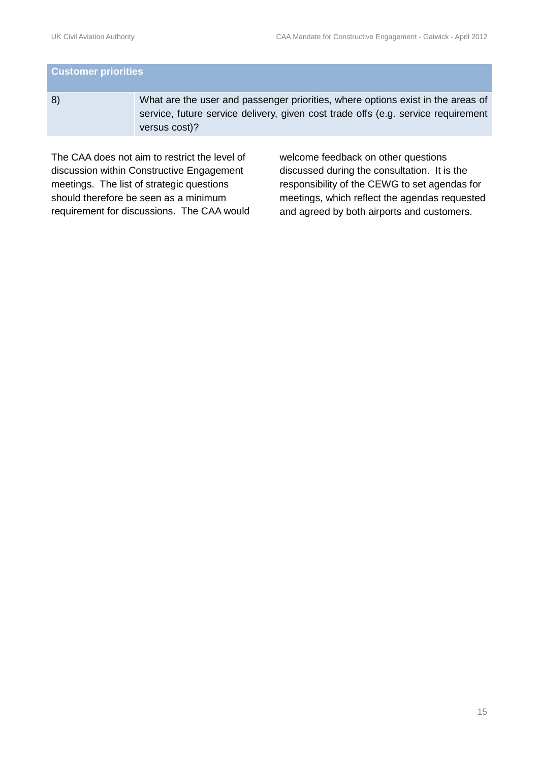| Customer priorities | |
|---|---|
| 8) | What are the user and passenger priorities, where options exist in the areas of service, future service delivery, given cost trade offs (e.g. service requirement versus cost)? |

The CAA does not aim to restrict the level of discussion within Constructive Engagement meetings. The list of strategic questions should therefore be seen as a minimum requirement for discussions. The CAA would welcome feedback on other questions discussed during the consultation. It is the responsibility of the CEWG to set agendas for meetings, which reflect the agendas requested and agreed by both airports and customers.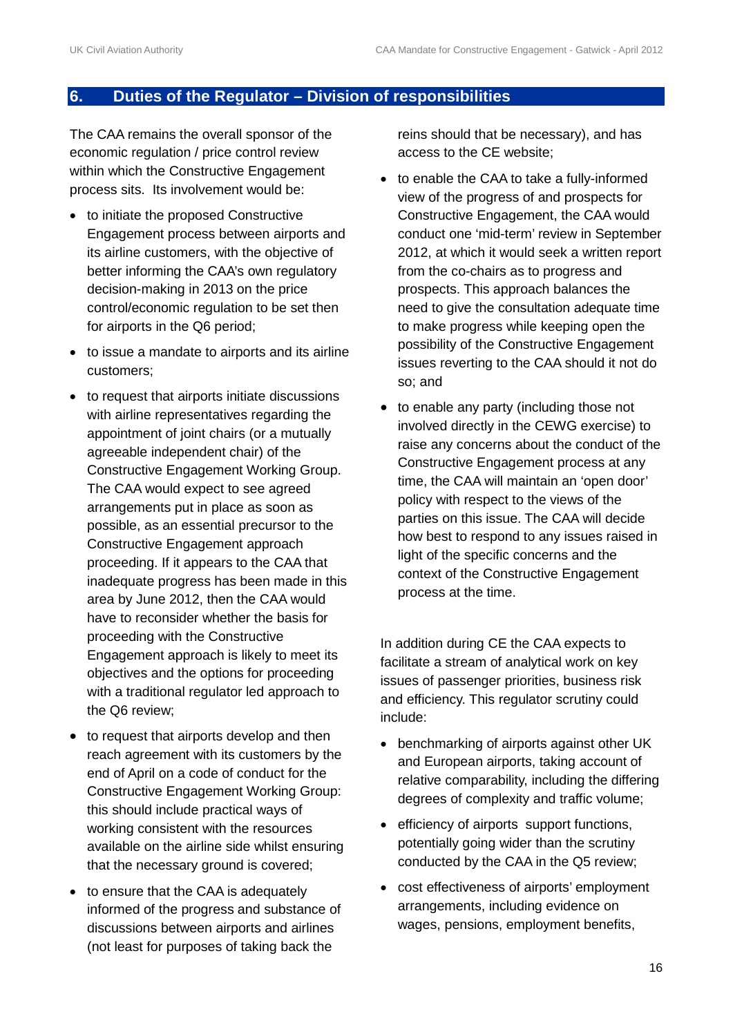## 6. Duties of the Regulator – Division of responsibilities

The CAA remains the overall sponsor of the economic regulation / price control review within which the Constructive Engagement process sits. Its involvement would be:

- to initiate the proposed Constructive Engagement process between airports and its airline customers, with the objective of better informing the CAA's own regulatory decision-making in 2013 on the price control/economic regulation to be set then for airports in the Q6 period;
- to issue a mandate to airports and its airline customers;
- to request that airports initiate discussions with airline representatives regarding the appointment of joint chairs (or a mutually agreeable independent chair) of the Constructive Engagement Working Group. The CAA would expect to see agreed arrangements put in place as soon as possible, as an essential precursor to the Constructive Engagement approach proceeding. If it appears to the CAA that inadequate progress has been made in this area by June 2012, then the CAA would have to reconsider whether the basis for proceeding with the Constructive Engagement approach is likely to meet its objectives and the options for proceeding with a traditional regulator led approach to the Q6 review;
- to request that airports develop and then reach agreement with its customers by the end of April on a code of conduct for the Constructive Engagement Working Group: this should include practical ways of working consistent with the resources available on the airline side whilst ensuring that the necessary ground is covered;
- to ensure that the CAA is adequately informed of the progress and substance of discussions between airports and airlines (not least for purposes of taking back the reins should that be necessary), and has access to the CE website;
- to enable the CAA to take a fully-informed view of the progress of and prospects for Constructive Engagement, the CAA would conduct one 'mid-term' review in September 2012, at which it would seek a written report from the co-chairs as to progress and prospects. This approach balances the need to give the consultation adequate time to make progress while keeping open the possibility of the Constructive Engagement issues reverting to the CAA should it not do so; and
- to enable any party (including those not involved directly in the CEWG exercise) to raise any concerns about the conduct of the Constructive Engagement process at any time, the CAA will maintain an 'open door' policy with respect to the views of the parties on this issue. The CAA will decide how best to respond to any issues raised in light of the specific concerns and the context of the Constructive Engagement process at the time.

In addition during CE the CAA expects to facilitate a stream of analytical work on key issues of passenger priorities, business risk and efficiency. This regulator scrutiny could include:

- benchmarking of airports against other UK and European airports, taking account of relative comparability, including the differing degrees of complexity and traffic volume;
- efficiency of airports support functions, potentially going wider than the scrutiny conducted by the CAA in the Q5 review;
- cost effectiveness of airports' employment arrangements, including evidence on wages, pensions, employment benefits,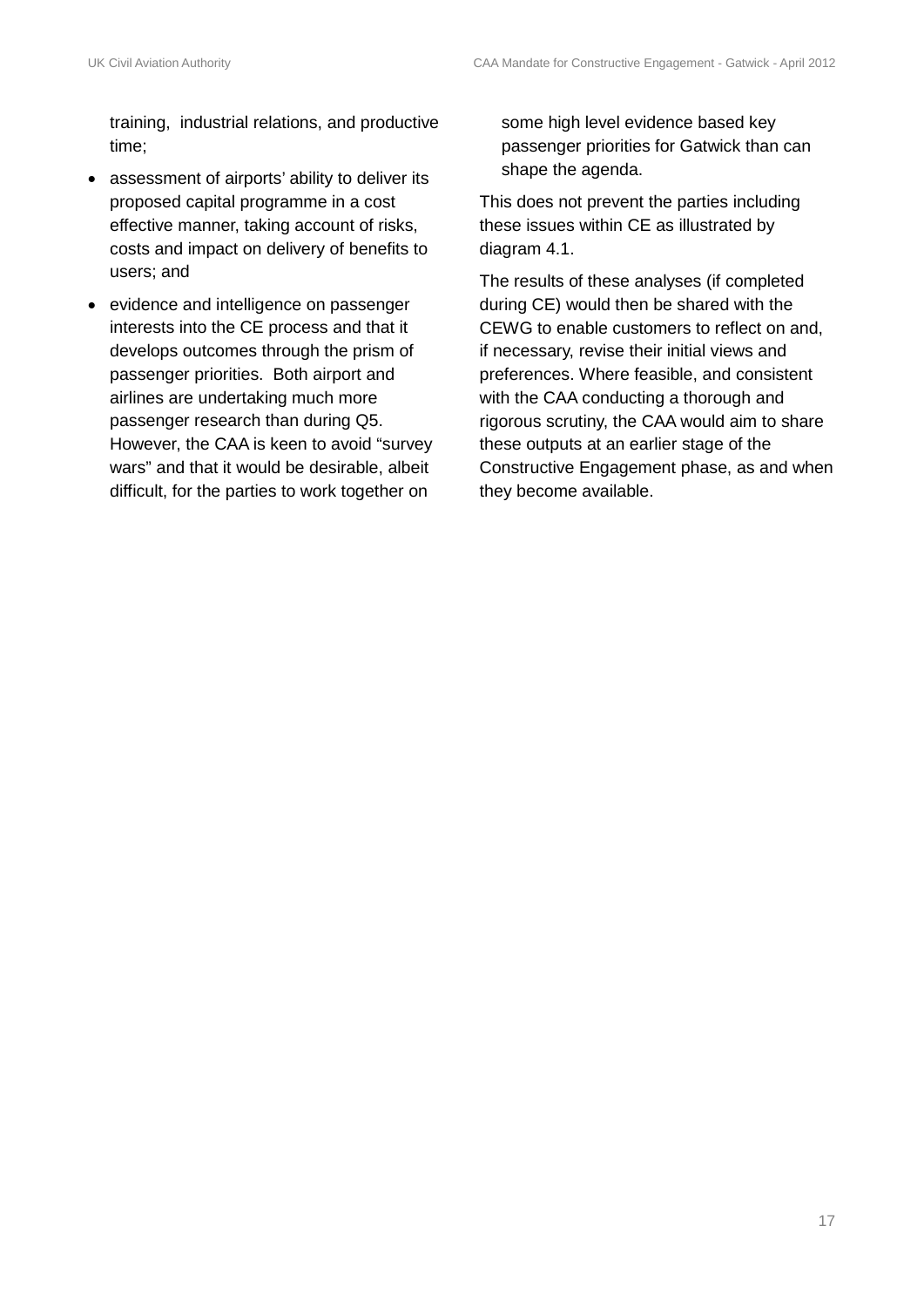training, industrial relations, and productive time;

- assessment of airports' ability to deliver its proposed capital programme in a cost effective manner, taking account of risks, costs and impact on delivery of benefits to users; and
- evidence and intelligence on passenger interests into the CE process and that it develops outcomes through the prism of passenger priorities. Both airport and airlines are undertaking much more passenger research than during Q5. However, the CAA is keen to avoid "survey wars" and that it would be desirable, albeit difficult, for the parties to work together on some high level evidence based key passenger priorities for Gatwick than can shape the agenda.

This does not prevent the parties including these issues within CE as illustrated by diagram 4.1.

The results of these analyses (if completed during CE) would then be shared with the CEWG to enable customers to reflect on and, if necessary, revise their initial views and preferences. Where feasible, and consistent with the CAA conducting a thorough and rigorous scrutiny, the CAA would aim to share these outputs at an earlier stage of the Constructive Engagement phase, as and when they become available.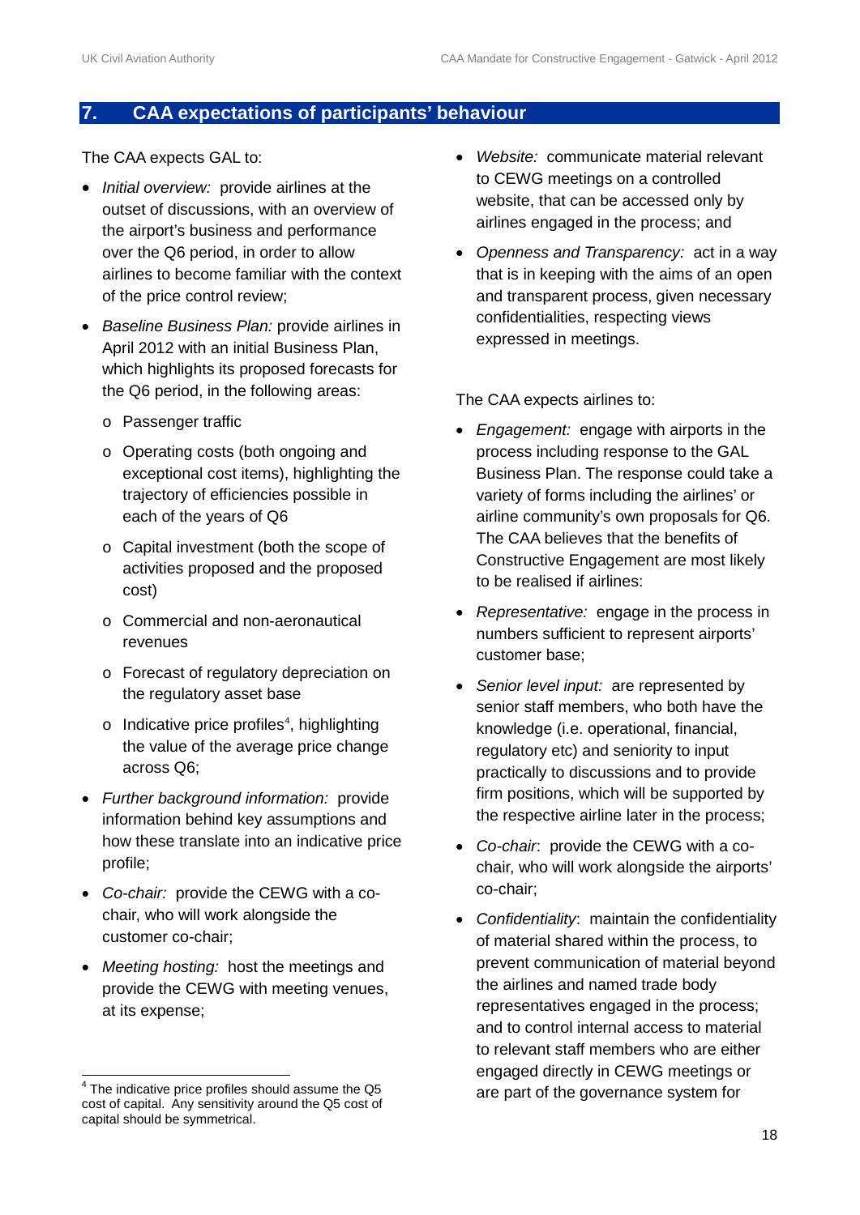## 7. CAA expectations of participants' behaviour

The CAA expects GAL to:

- *Initial overview:* provide airlines at the outset of discussions, with an overview of the airport's business and performance over the Q6 period, in order to allow airlines to become familiar with the context of the price control review;
- *Baseline Business Plan:* provide airlines in April 2012 with an initial Business Plan, which highlights its proposed forecasts for the Q6 period, in the following areas:
  - Passenger traffic
  - Operating costs (both ongoing and exceptional cost items), highlighting the trajectory of efficiencies possible in each of the years of Q6
  - Capital investment (both the scope of activities proposed and the proposed cost)
  - Commercial and non-aeronautical revenues
  - Forecast of regulatory depreciation on the regulatory asset base
  - Indicative price profiles[4], highlighting the value of the average price change across Q6;
- *Further background information:* provide information behind key assumptions and how these translate into an indicative price profile;
- *Co-chair:* provide the CEWG with a co-chair, who will work alongside the customer co-chair;
- *Meeting hosting:* host the meetings and provide the CEWG with meeting venues, at its expense;
- *Website:* communicate material relevant to CEWG meetings on a controlled website, that can be accessed only by airlines engaged in the process; and
- *Openness and Transparency:* act in a way that is in keeping with the aims of an open and transparent process, given necessary confidentialities, respecting views expressed in meetings.

The CAA expects airlines to:

- *Engagement:* engage with airports in the process including response to the GAL Business Plan. The response could take a variety of forms including the airlines' or airline community's own proposals for Q6. The CAA believes that the benefits of Constructive Engagement are most likely to be realised if airlines:
- *Representative:* engage in the process in numbers sufficient to represent airports' customer base;
- *Senior level input:* are represented by senior staff members, who both have the knowledge (i.e. operational, financial, regulatory etc) and seniority to input practically to discussions and to provide firm positions, which will be supported by the respective airline later in the process;
- *Co-chair*: provide the CEWG with a co-chair, who will work alongside the airports' co-chair;
- *Confidentiality*: maintain the confidentiality of material shared within the process, to prevent communication of material beyond the airlines and named trade body representatives engaged in the process; and to control internal access to material to relevant staff members who are either engaged directly in CEWG meetings or are part of the governance system for

---

[4] The indicative price profiles should assume the Q5 cost of capital. Any sensitivity around the Q5 cost of capital should be symmetrical.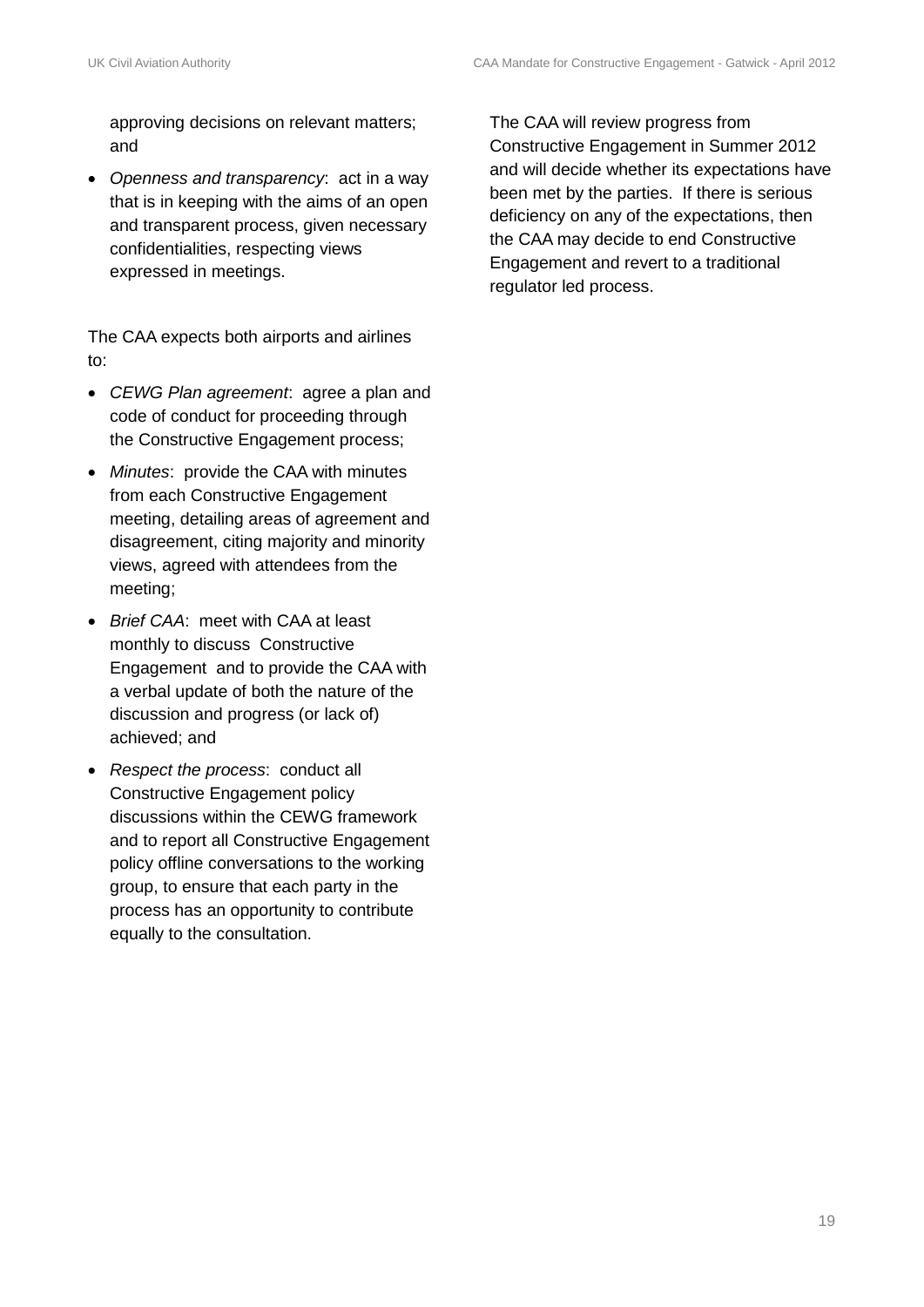approving decisions on relevant matters; and

- *Openness and transparency*: act in a way that is in keeping with the aims of an open and transparent process, given necessary confidentialities, respecting views expressed in meetings.

The CAA expects both airports and airlines to:

- *CEWG Plan agreement*: agree a plan and code of conduct for proceeding through the Constructive Engagement process;
- *Minutes*: provide the CAA with minutes from each Constructive Engagement meeting, detailing areas of agreement and disagreement, citing majority and minority views, agreed with attendees from the meeting;
- *Brief CAA*: meet with CAA at least monthly to discuss Constructive Engagement and to provide the CAA with a verbal update of both the nature of the discussion and progress (or lack of) achieved; and
- *Respect the process*: conduct all Constructive Engagement policy discussions within the CEWG framework and to report all Constructive Engagement policy offline conversations to the working group, to ensure that each party in the process has an opportunity to contribute equally to the consultation.

The CAA will review progress from Constructive Engagement in Summer 2012 and will decide whether its expectations have been met by the parties. If there is serious deficiency on any of the expectations, then the CAA may decide to end Constructive Engagement and revert to a traditional regulator led process.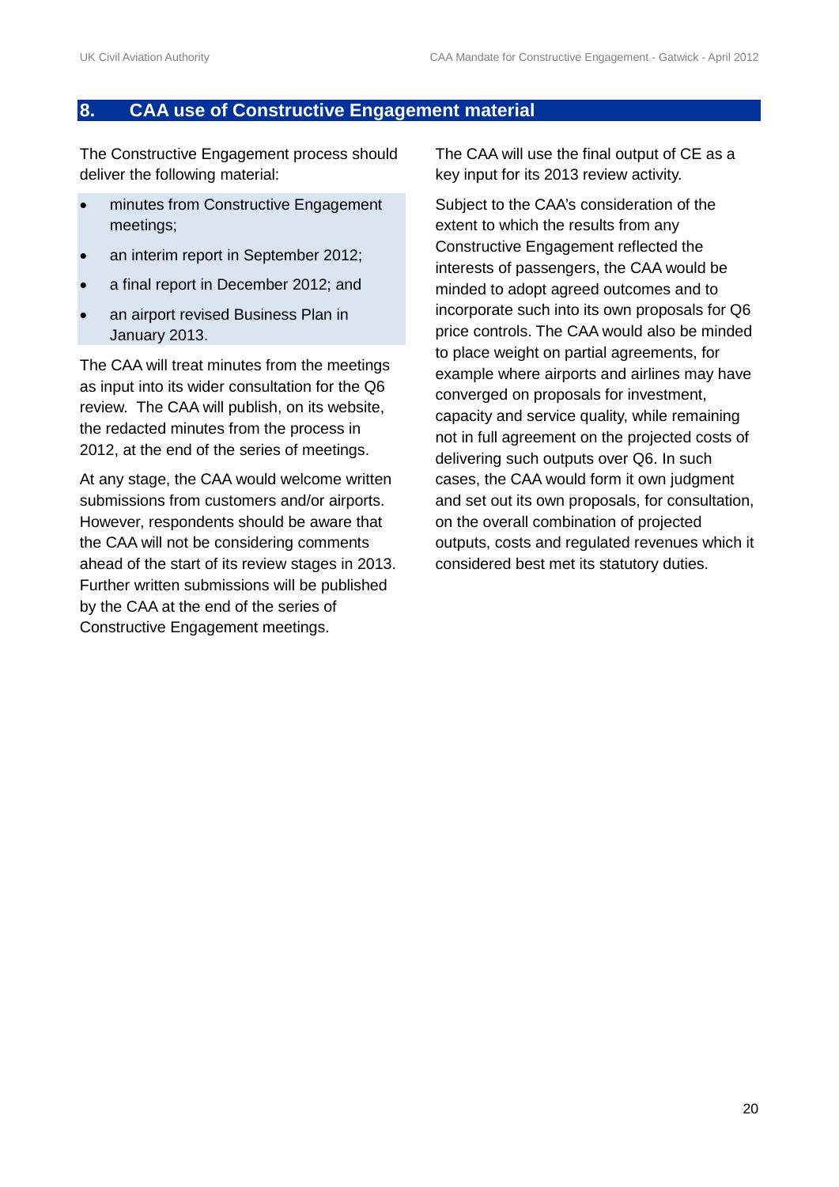## 8. CAA use of Constructive Engagement material

The Constructive Engagement process should deliver the following material:

- minutes from Constructive Engagement meetings;
- an interim report in September 2012;
- a final report in December 2012; and
- an airport revised Business Plan in January 2013.

The CAA will treat minutes from the meetings as input into its wider consultation for the Q6 review. The CAA will publish, on its website, the redacted minutes from the process in 2012, at the end of the series of meetings.

At any stage, the CAA would welcome written submissions from customers and/or airports. However, respondents should be aware that the CAA will not be considering comments ahead of the start of its review stages in 2013. Further written submissions will be published by the CAA at the end of the series of Constructive Engagement meetings.

The CAA will use the final output of CE as a key input for its 2013 review activity.

Subject to the CAA's consideration of the extent to which the results from any Constructive Engagement reflected the interests of passengers, the CAA would be minded to adopt agreed outcomes and to incorporate such into its own proposals for Q6 price controls. The CAA would also be minded to place weight on partial agreements, for example where airports and airlines may have converged on proposals for investment, capacity and service quality, while remaining not in full agreement on the projected costs of delivering such outputs over Q6. In such cases, the CAA would form it own judgment and set out its own proposals, for consultation, on the overall combination of projected outputs, costs and regulated revenues which it considered best met its statutory duties.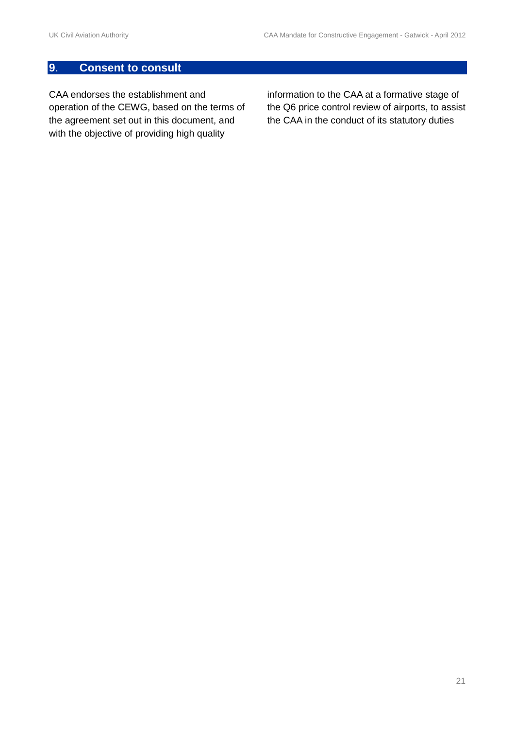## 9. Consent to consult

CAA endorses the establishment and operation of the CEWG, based on the terms of the agreement set out in this document, and with the objective of providing high quality information to the CAA at a formative stage of the Q6 price control review of airports, to assist the CAA in the conduct of its statutory duties